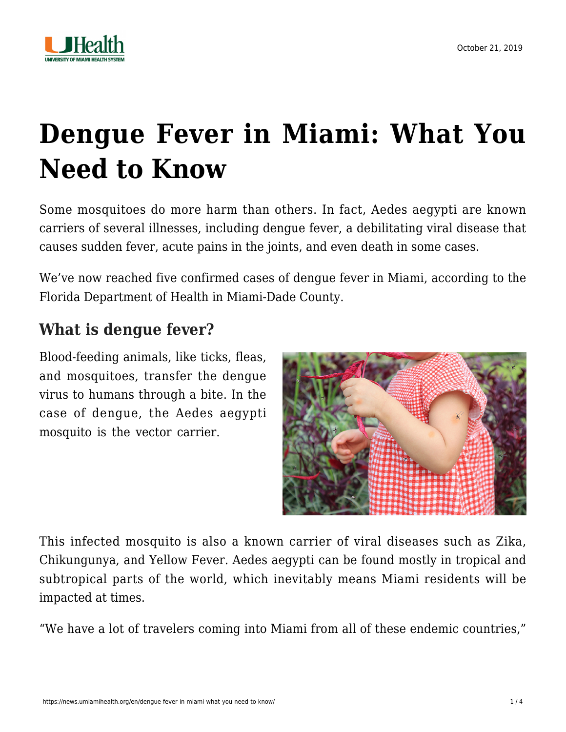October 21, 2019

# Dengue Fever in Miami: What You Need to Know

Some mosquitoes do more harm than others. In fact, Aedes aegypti are known carriers of several illnesses, including dengue fever, a debilitating viral disease that causes sudden fever, acute pains in the joints, and even death in some cases.

We've now reached five confirmed cases of dengue fever in Miami, according to the Florida Department of Health in Miami-Dade County.

## What is dengue fever?

Blood-feeding animals, like ticks, fleas, and mosquitoes, transfer the dengue virus to humans through a bite. In the case of dengue, the Aedes aegypti mosquito is the vector carrier.

This infected mosquito is also a known carrier of viral diseases such as Zika, Chikungunya, and Yellow Fever. Aedes aegypti can be found mostly in tropical and subtropical parts of the world, which inevitably means Miami residents will be impacted at times.

"We have a lot of travelers coming into Miami from all of these endemic countries,"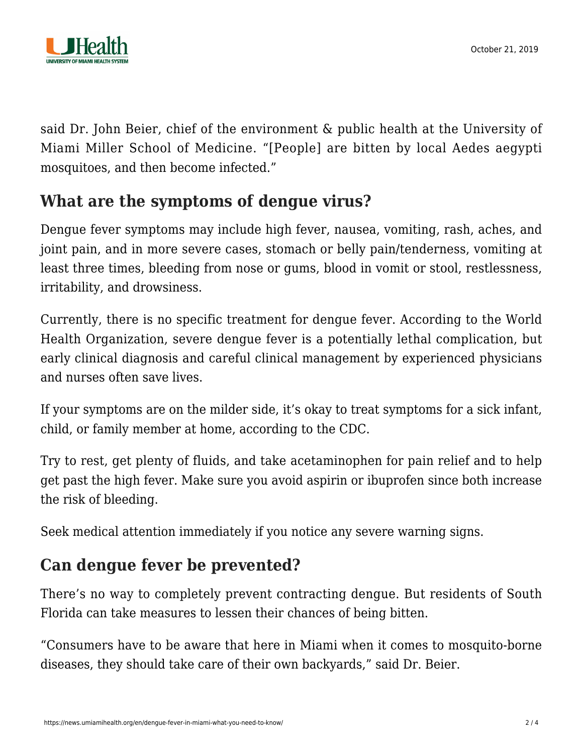said Dr. John Beier, chief of the environment & public health at the University of Miami Miller School of Medicine. "[People] are bitten by local Aedes aegypti mosquitoes, and then become infected."

## What are the symptoms of dengue virus?

Dengue fever symptoms may include high fever, nausea, vomiting, rash, aches, and joint pain, and in more severe cases, stomach or belly pain/tenderness, vomiting at least three times, bleeding from nose or gums, blood in vomit or stool, restlessness, irritability, and drowsiness.

Currently, there is no specific treatment for dengue fever. According to the World Health Organization, severe dengue fever is a potentially lethal complication, but early clinical diagnosis and careful clinical management by experienced physicians and nurses often save lives.

If your symptoms are on the milder side, it's okay to treat symptoms for a sick infant, child, or family member at home, according to the CDC.

Try to rest, get plenty of fluids, and take acetaminophen for pain relief and to help get past the high fever. Make sure you avoid aspirin or ibuprofen since both increase the risk of bleeding.

Seek medical attention immediately if you notice any severe warning signs.

## Can dengue fever be prevented?

There's no way to completely prevent contracting dengue. But residents of South Florida can take measures to lessen their chances of being bitten.

"Consumers have to be aware that here in Miami when it comes to mosquito-borne diseases, they should take care of their own backyards," said Dr. Beier.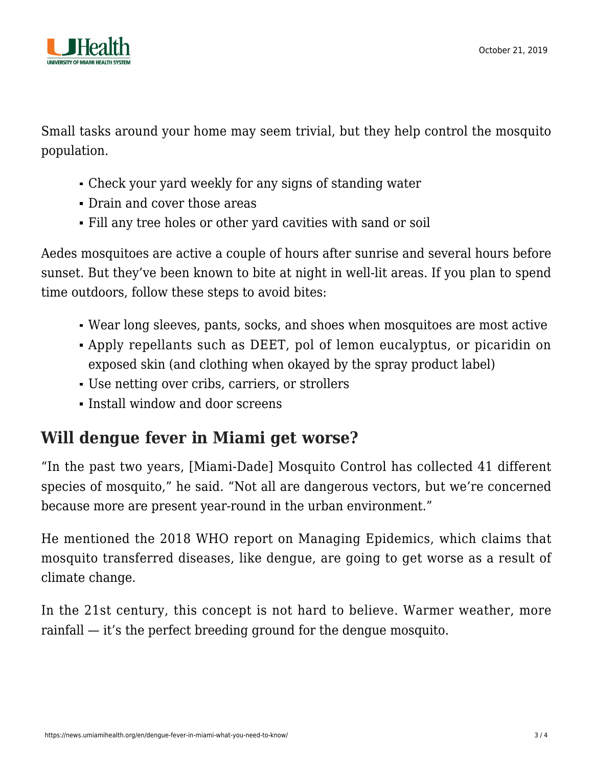Small tasks around your home may seem trivial, but they help control the mosquito population.

- Check your yard weekly for any signs of standing water
- Drain and cover those areas
- Fill any tree holes or other yard cavities with sand or soil

Aedes mosquitoes are active a couple of hours after sunrise and several hours before sunset. But they've been known to bite at night in well-lit areas. If you plan to spend time outdoors, follow these steps to avoid bites:

- Wear long sleeves, pants, socks, and shoes when mosquitoes are most active
- Apply repellants such as DEET, pol of lemon eucalyptus, or picaridin on exposed skin (and clothing when okayed by the spray product label)
- Use netting over cribs, carriers, or strollers
- Install window and door screens

## Will dengue fever in Miami get worse?

"In the past two years, [Miami-Dade] Mosquito Control has collected 41 different species of mosquito," he said. "Not all are dangerous vectors, but we're concerned because more are present year-round in the urban environment."

He mentioned the 2018 WHO report on Managing Epidemics, which claims that mosquito transferred diseases, like dengue, are going to get worse as a result of climate change.

In the 21st century, this concept is not hard to believe. Warmer weather, more rainfall — it's the perfect breeding ground for the dengue mosquito.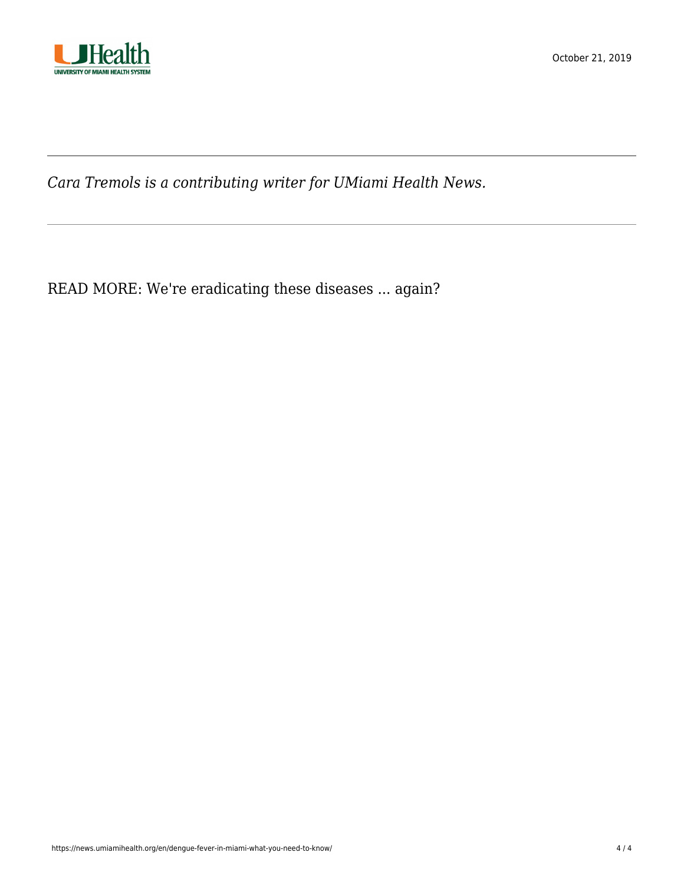---

*Cara Tremols is a contributing writer for UMiami Health News.*

---

READ MORE: We're eradicating these diseases … again?